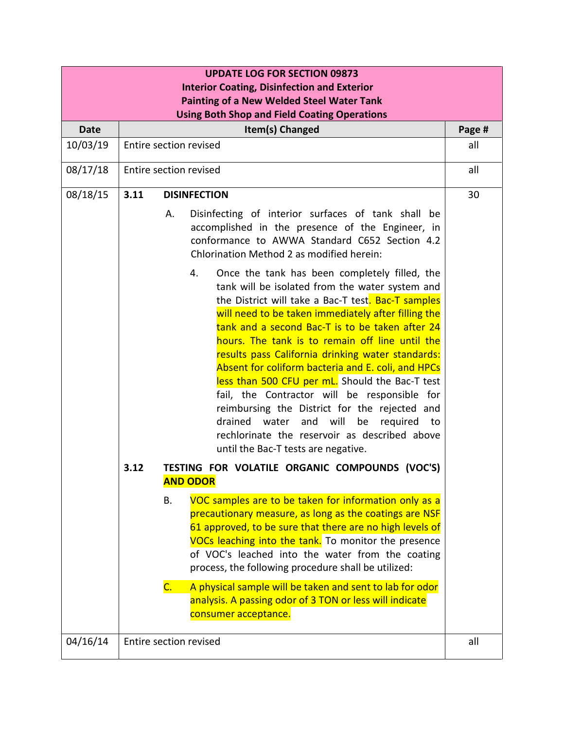| UPDATE LOG FOR SECTION 09873<br>Interior Coating, Disinfection and Exterior<br>Painting of a New Welded Steel Water Tank<br>Using Both Shop and Field Coating Operations | | |
|---|---|---|
| **Date** | **Item(s) Changed** | **Page #** |
| 10/03/19 | Entire section revised | all |
| 08/17/18 | Entire section revised | all |
| 08/18/15 | **3.11 DISINFECTION**<br><br>A. Disinfecting of interior surfaces of tank shall be accomplished in the presence of the Engineer, in conformance to AWWA Standard C652 Section 4.2 Chlorination Method 2 as modified herein:<br><br>4. Once the tank has been completely filled, the tank will be isolated from the water system and the District will take a Bac-T test. Bac-T samples will need to be taken immediately after filling the tank and a second Bac-T is to be taken after 24 hours. The tank is to remain off line until the results pass California drinking water standards: Absent for coliform bacteria and E. coli, and HPCs less than 500 CFU per mL. Should the Bac-T test fail, the Contractor will be responsible for reimbursing the District for the rejected and drained water and will be required to rechlorinate the reservoir as described above until the Bac-T tests are negative.<br><br>**3.12 TESTING FOR VOLATILE ORGANIC COMPOUNDS (VOC'S) AND ODOR**<br><br>B. VOC samples are to be taken for information only as a precautionary measure, as long as the coatings are NSF 61 approved, to be sure that there are no high levels of VOCs leaching into the tank. To monitor the presence of VOC's leached into the water from the coating process, the following procedure shall be utilized:<br><br>C. A physical sample will be taken and sent to lab for odor analysis. A passing odor of 3 TON or less will indicate consumer acceptance. | 30 |
| 04/16/14 | Entire section revised | all |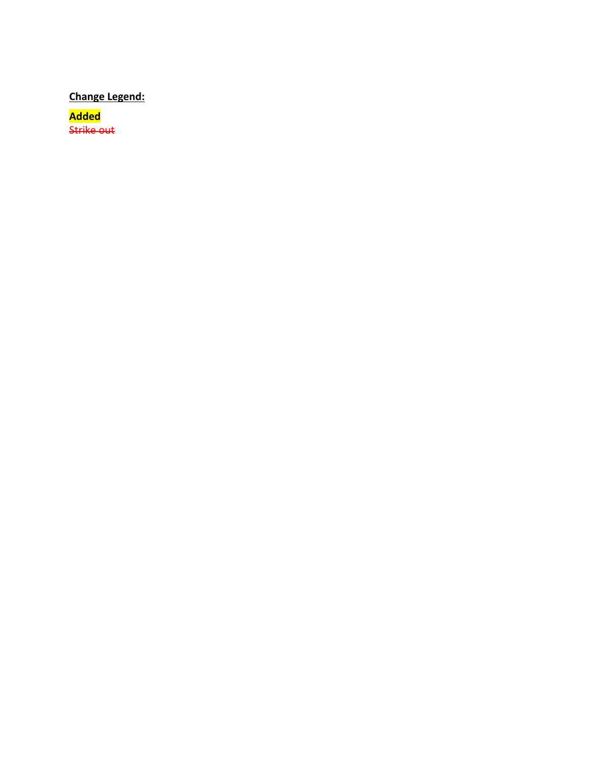**Change Legend:**

**Added**

~~Strike out~~